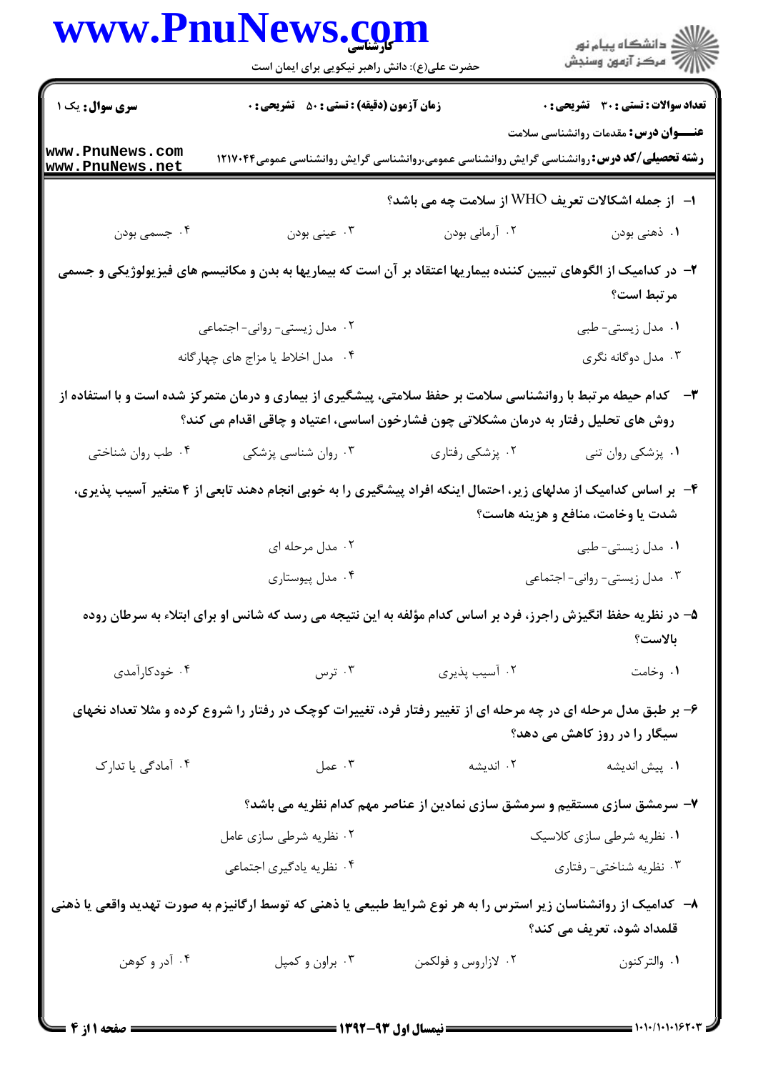**سری سوال:** یک ۱

**زمان آزمون (دقیقه) : تستی : ۵۰ تشریحی : ۰**

**تعداد سوالات : تستی : ۳۰ تشریحی : ۰**

**عنـــوان درس:** مقدمات روانشناسی سلامت

**رشته تحصیلی/کد درس:** روانشناسی گرایش روانشناسی عمومی،روانشناسی گرایش روانشناسی عمومی۱۲۱۷۰۴۴

**۱-** از جمله اشکالات تعریف WHO از سلامت چه می باشد؟

۱. ذهنی بودن
۲. آرمانی بودن
۳. عینی بودن
۴. جسمی بودن

**۲-** در کدامیک از الگوهای تبیین کننده بیماریها اعتقاد بر آن است که بیماریها به بدن و مکانیسم های فیزیولوژیکی و جسمی مرتبط است؟

۱. مدل زیستی- طبی
۲. مدل زیستی- روانی- اجتماعی
۳. مدل دوگانه نگری
۴. مدل اخلاط یا مزاج های چهارگانه

**۳-** کدام حیطه مرتبط با روانشناسی سلامت بر حفظ سلامتی، پیشگیری از بیماری و درمان متمرکز شده است و با استفاده از روش های تحلیل رفتار به درمان مشکلاتی چون فشارخون اساسی، اعتیاد و چاقی اقدام می کند؟

۱. پزشکی روان تنی
۲. پزشکی رفتاری
۳. روان شناسی پزشکی
۴. طب روان شناختی

**۴-** بر اساس کدامیک از مدلهای زیر، احتمال اینکه افراد پیشگیری را به خوبی انجام دهند تابعی از ۴ متغیر آسیب پذیری، شدت یا وخامت، منافع و هزینه هاست؟

۱. مدل زیستی- طبی
۲. مدل مرحله ای
۳. مدل زیستی- روانی- اجتماعی
۴. مدل پیوستاری

**۵-** در نظریه حفظ انگیزش راجرز، فرد بر اساس کدام مؤلفه به این نتیجه می رسد که شانس او برای ابتلاء به سرطان روده بالاست؟

۱. وخامت
۲. آسیب پذیری
۳. ترس
۴. خودکارآمدی

**۶-** بر طبق مدل مرحله ای در چه مرحله ای از تغییر رفتار فرد، تغییرات کوچک در رفتار را شروع کرده و مثلا تعداد نخهای سیگار را در روز کاهش می دهد؟

۱. پیش اندیشه
۲. اندیشه
۳. عمل
۴. آمادگی یا تدارک

**۷-** سرمشق سازی مستقیم و سرمشق سازی نمادین از عناصر مهم کدام نظریه می باشد؟

۱. نظریه شرطی سازی کلاسیک
۲. نظریه شرطی سازی عامل
۳. نظریه شناختی- رفتاری
۴. نظریه یادگیری اجتماعی

**۸-** کدامیک از روانشناسان زیر استرس را به هر نوع شرایط طبیعی یا ذهنی که توسط ارگانیزم به صورت تهدید واقعی یا ذهنی قلمداد شود، تعریف می کند؟

۱. والترکنون
۲. لازاروس و فولکمن
۳. براون و کمپل
۴. آدر و کوهن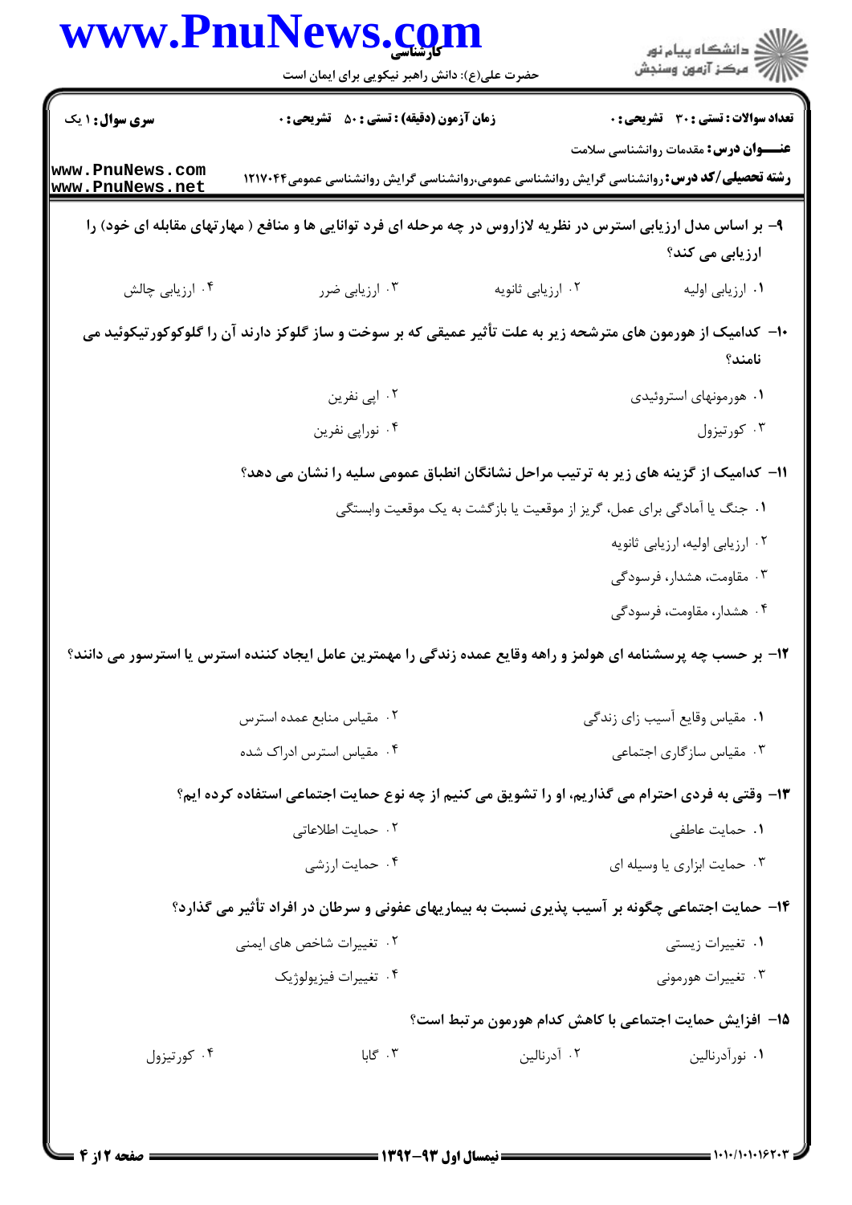۹- بر اساس مدل ارزیابی استرس در نظریه لازاروس در چه مرحله ای فرد توانایی ها و منابع ( مهارتهای مقابله ای خود) را ارزیابی می کند؟

۱. ارزیابی اولیه
۲. ارزیابی ثانویه
۳. ارزیابی ضرر
۴. ارزیابی چالش

۱۰- کدامیک از هورمون های مترشحه زیر به علت تأثیر عمیقی که بر سوخت و ساز گلوکز دارند آن را گلوکوکورتیکوئید می نامند؟

۱. هورمونهای استروئیدی
۲. اپی نفرین
۳. کورتیزول
۴. نوراپی نفرین

۱۱- کدامیک از گزینه های زیر به ترتیب مراحل نشانگان انطباق عمومی سلیه را نشان می دهد؟

۱. جنگ یا آمادگی برای عمل، گریز از موقعیت یا بازگشت به یک موقعیت وابستگی
۲. ارزیابی اولیه، ارزیابی ثانویه
۳. مقاومت، هشدار، فرسودگی
۴. هشدار، مقاومت، فرسودگی

۱۲- بر حسب چه پرسشنامه ای هولمز و راهه وقایع عمده زندگی را مهمترین عامل ایجاد کننده استرس یا استرسور می دانند؟

۱. مقیاس وقایع آسیب زای زندگی
۲. مقیاس منابع عمده استرس
۳. مقیاس سازگاری اجتماعی
۴. مقیاس استرس ادراک شده

۱۳- وقتی به فردی احترام می گذاریم، او را تشویق می کنیم از چه نوع حمایت اجتماعی استفاده کرده ایم؟

۱. حمایت عاطفی
۲. حمایت اطلاعاتی
۳. حمایت ابزاری یا وسیله ای
۴. حمایت ارزشی

۱۴- حمایت اجتماعی چگونه بر آسیب پذیری نسبت به بیماریهای عفونی و سرطان در افراد تأثیر می گذارد؟

۱. تغییرات زیستی
۲. تغییرات شاخص های ایمنی
۳. تغییرات هورمونی
۴. تغییرات فیزیولوژیک

۱۵- افزایش حمایت اجتماعی با کاهش کدام هورمون مرتبط است؟

۱. نورآدرنالین
۲. آدرنالین
۳. گابا
۴. کورتیزول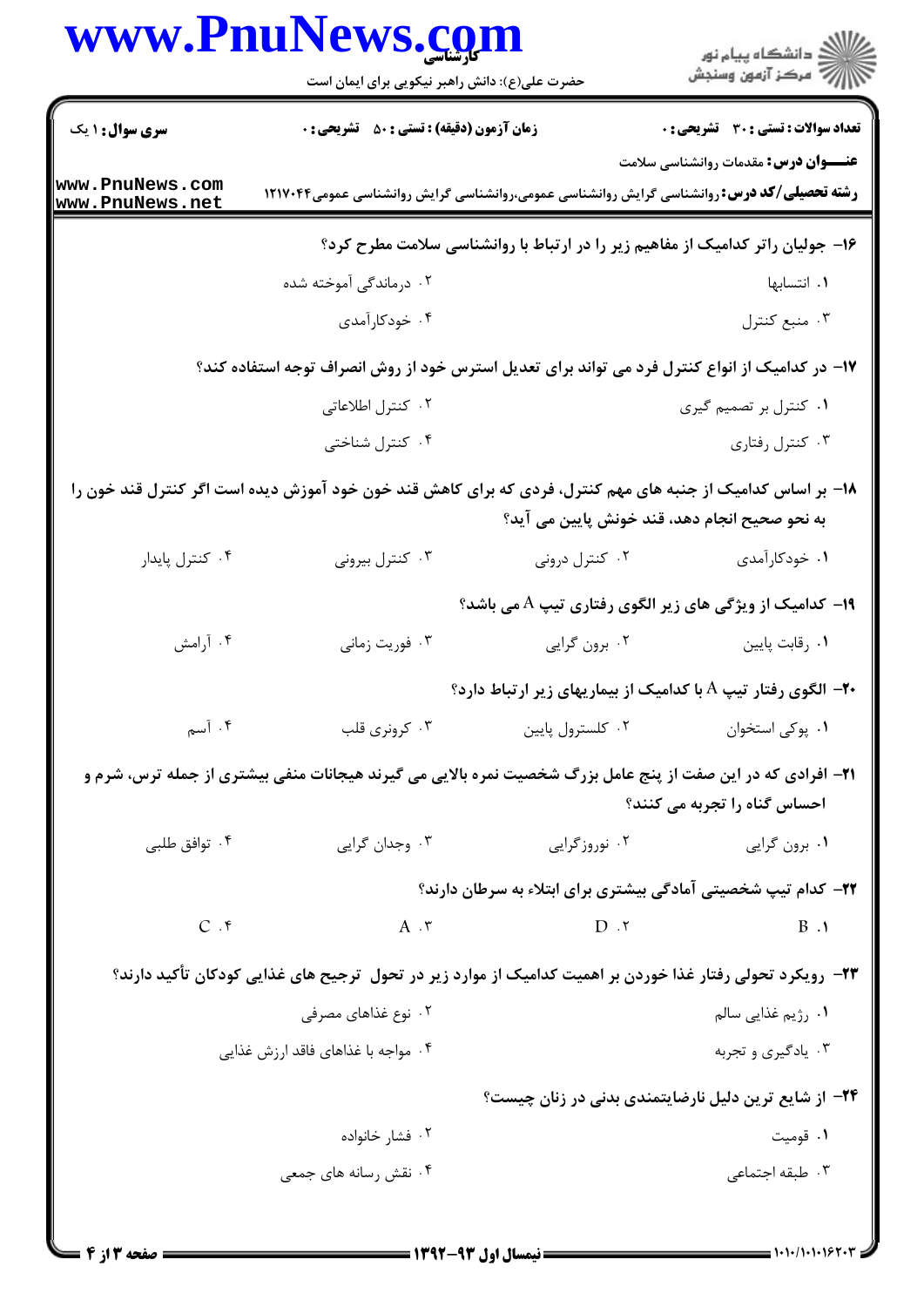**سری سوال:** ۱ یک

**زمان آزمون (دقیقه) : تستی : ۵۰ تشریحی : ۰**

**تعداد سوالات : تستی : ۳۰ تشریحی : ۰**

**عنـــوان درس:** مقدمات روانشناسی سلامت

**رشته تحصیلی/کد درس:** روانشناسی گرایش روانشناسی عمومی،روانشناسی گرایش روانشناسی عمومی۱۲۱۷۰۴۴

۱۶- جولیان راتر کدامیک از مفاهیم زیر را در ارتباط با روانشناسی سلامت مطرح کرد؟

۱. انتسابها

۲. درماندگی آموخته شده

۳. منبع کنترل

۴. خودکارآمدی

۱۷- در کدامیک از انواع کنترل فرد می تواند برای تعدیل استرس خود از روش انصراف توجه استفاده کند؟

۱. کنترل بر تصمیم گیری

۲. کنترل اطلاعاتی

۳. کنترل رفتاری

۴. کنترل شناختی

۱۸- بر اساس کدامیک از جنبه های مهم کنترل، فردی که برای کاهش قند خون خود آموزش دیده است اگر کنترل قند خون را به نحو صحیح انجام دهد، قند خونش پایین می آید؟

۱. خودکارآمدی

۲. کنترل درونی

۳. کنترل بیرونی

۴. کنترل پایدار

۱۹- کدامیک از ویژگی های زیر الگوی رفتاری تیپ A می باشد؟

۱. رقابت پایین

۲. برون گرایی

۳. فوریت زمانی

۴. آرامش

۲۰- الگوی رفتار تیپ A با کدامیک از بیماریهای زیر ارتباط دارد؟

۱. پوکی استخوان

۲. کلسترول پایین

۳. کرونری قلب

۴. آسم

۲۱- افرادی که در این صفت از پنج عامل بزرگ شخصیت نمره بالایی می گیرند هیجانات منفی بیشتری از جمله ترس، شرم و احساس گناه را تجربه می کنند؟

۱. برون گرایی

۲. نوروزگرایی

۳. وجدان گرایی

۴. توافق طلبی

۲۲- کدام تیپ شخصیتی آمادگی بیشتری برای ابتلاء به سرطان دارند؟

۱. B

۲. D

۳. A

۴. C

۲۳- رویکرد تحولی رفتار غذا خوردن بر اهمیت کدامیک از موارد زیر در تحول ترجیح های غذایی کودکان تأکید دارند؟

۱. رژیم غذایی سالم

۲. نوع غذاهای مصرفی

۳. یادگیری و تجربه

۴. مواجه با غذاهای فاقد ارزش غذایی

۲۴- از شایع ترین دلیل نارضایتمندی بدنی در زنان چیست؟

۱. قومیت

۲. فشار خانواده

۳. طبقه اجتماعی

۴. نقش رسانه های جمعی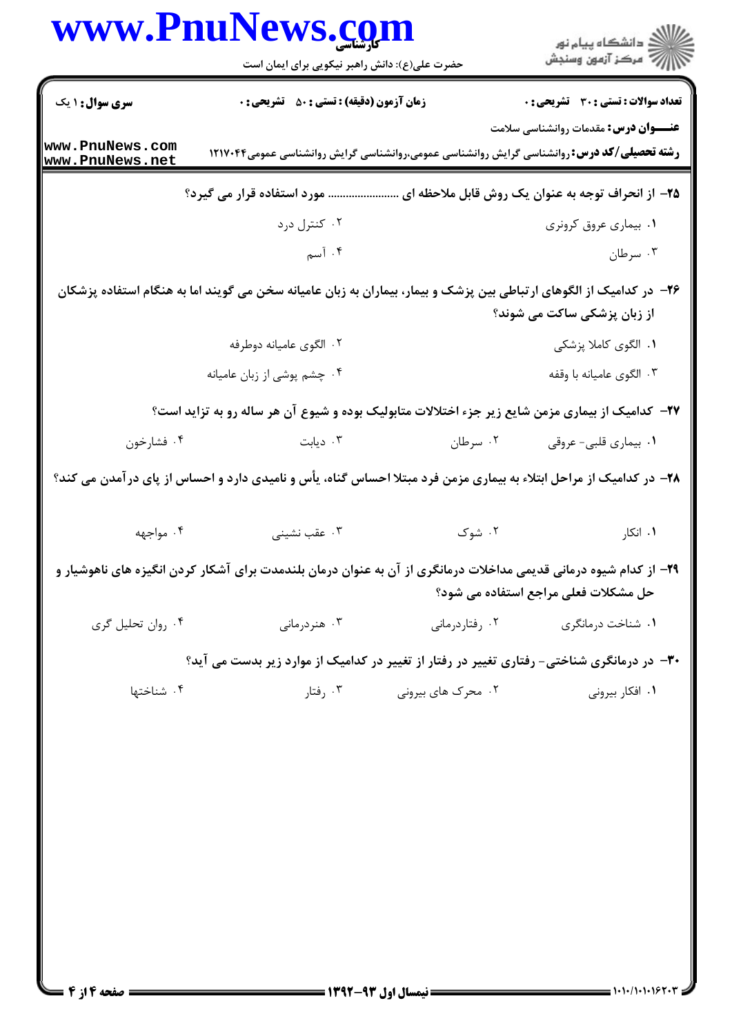۲۵- از انحراف توجه به عنوان یک روش قابل ملاحظه ای ...................... مورد استفاده قرار می گیرد؟

۱. بیماری عروق کرونری

۲. کنترل درد

۳. سرطان

۴. آسم

۲۶- در کدامیک از الگوهای ارتباطی بین پزشک و بیمار، بیماران به زبان عامیانه سخن می گویند اما به هنگام استفاده پزشکان از زبان پزشکی ساکت می شوند؟

۱. الگوی کاملا پزشکی

۲. الگوی عامیانه دوطرفه

۳. الگوی عامیانه با وقفه

۴. چشم پوشی از زبان عامیانه

۲۷- کدامیک از بیماری مزمن شایع زیر جزء اختلالات متابولیک بوده و شیوع آن هر ساله رو به تزاید است؟

۱. بیماری قلبی- عروقی

۲. سرطان

۳. دیابت

۴. فشارخون

۲۸- در کدامیک از مراحل ابتلاء به بیماری مزمن فرد مبتلا احساس گناه، یأس و ناامیدی دارد و احساس از پای درآمدن می کند؟

۱. انکار

۲. شوک

۳. عقب نشینی

۴. مواجهه

۲۹- از کدام شیوه درمانی قدیمی مداخلات درمانگری از آن به عنوان درمان بلندمدت برای آشکار کردن انگیزه های ناهوشیار و حل مشکلات فعلی مراجع استفاده می شود؟

۱. شناخت درمانگری

۲. رفتاردرمانی

۳. هنردرمانی

۴. روان تحلیل گری

۳۰- در درمانگری شناختی- رفتاری تغییر در رفتار از تغییر در کدامیک از موارد زیر بدست می آید؟

۱. افکار بیرونی

۲. محرک های بیرونی

۳. رفتار

۴. شناختها